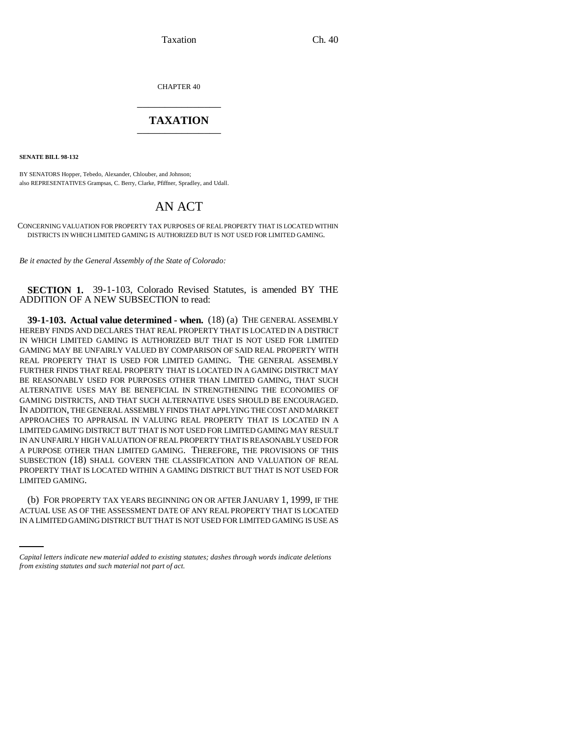CHAPTER 40

# TAXATION

**SENATE BILL 98-132**

BY SENATORS Hopper, Tebedo, Alexander, Chlouber, and Johnson;
also REPRESENTATIVES Grampsas, C. Berry, Clarke, Pfiffner, Spradley, and Udall.

# AN ACT

CONCERNING VALUATION FOR PROPERTY TAX PURPOSES OF REAL PROPERTY THAT IS LOCATED WITHIN DISTRICTS IN WHICH LIMITED GAMING IS AUTHORIZED BUT IS NOT USED FOR LIMITED GAMING.

*Be it enacted by the General Assembly of the State of Colorado:*

**SECTION 1.** 39-1-103, Colorado Revised Statutes, is amended BY THE ADDITION OF A NEW SUBSECTION to read:

**39-1-103. Actual value determined - when.** (18) (a) THE GENERAL ASSEMBLY HEREBY FINDS AND DECLARES THAT REAL PROPERTY THAT IS LOCATED IN A DISTRICT IN WHICH LIMITED GAMING IS AUTHORIZED BUT THAT IS NOT USED FOR LIMITED GAMING MAY BE UNFAIRLY VALUED BY COMPARISON OF SAID REAL PROPERTY WITH REAL PROPERTY THAT IS USED FOR LIMITED GAMING. THE GENERAL ASSEMBLY FURTHER FINDS THAT REAL PROPERTY THAT IS LOCATED IN A GAMING DISTRICT MAY BE REASONABLY USED FOR PURPOSES OTHER THAN LIMITED GAMING, THAT SUCH ALTERNATIVE USES MAY BE BENEFICIAL IN STRENGTHENING THE ECONOMIES OF GAMING DISTRICTS, AND THAT SUCH ALTERNATIVE USES SHOULD BE ENCOURAGED. IN ADDITION, THE GENERAL ASSEMBLY FINDS THAT APPLYING THE COST AND MARKET APPROACHES TO APPRAISAL IN VALUING REAL PROPERTY THAT IS LOCATED IN A LIMITED GAMING DISTRICT BUT THAT IS NOT USED FOR LIMITED GAMING MAY RESULT IN AN UNFAIRLY HIGH VALUATION OF REAL PROPERTY THAT IS REASONABLY USED FOR A PURPOSE OTHER THAN LIMITED GAMING. THEREFORE, THE PROVISIONS OF THIS SUBSECTION (18) SHALL GOVERN THE CLASSIFICATION AND VALUATION OF REAL PROPERTY THAT IS LOCATED WITHIN A GAMING DISTRICT BUT THAT IS NOT USED FOR LIMITED GAMING.

(b) FOR PROPERTY TAX YEARS BEGINNING ON OR AFTER JANUARY 1, 1999, IF THE ACTUAL USE AS OF THE ASSESSMENT DATE OF ANY REAL PROPERTY THAT IS LOCATED IN A LIMITED GAMING DISTRICT BUT THAT IS NOT USED FOR LIMITED GAMING IS USE AS

*Capital letters indicate new material added to existing statutes; dashes through words indicate deletions from existing statutes and such material not part of act.*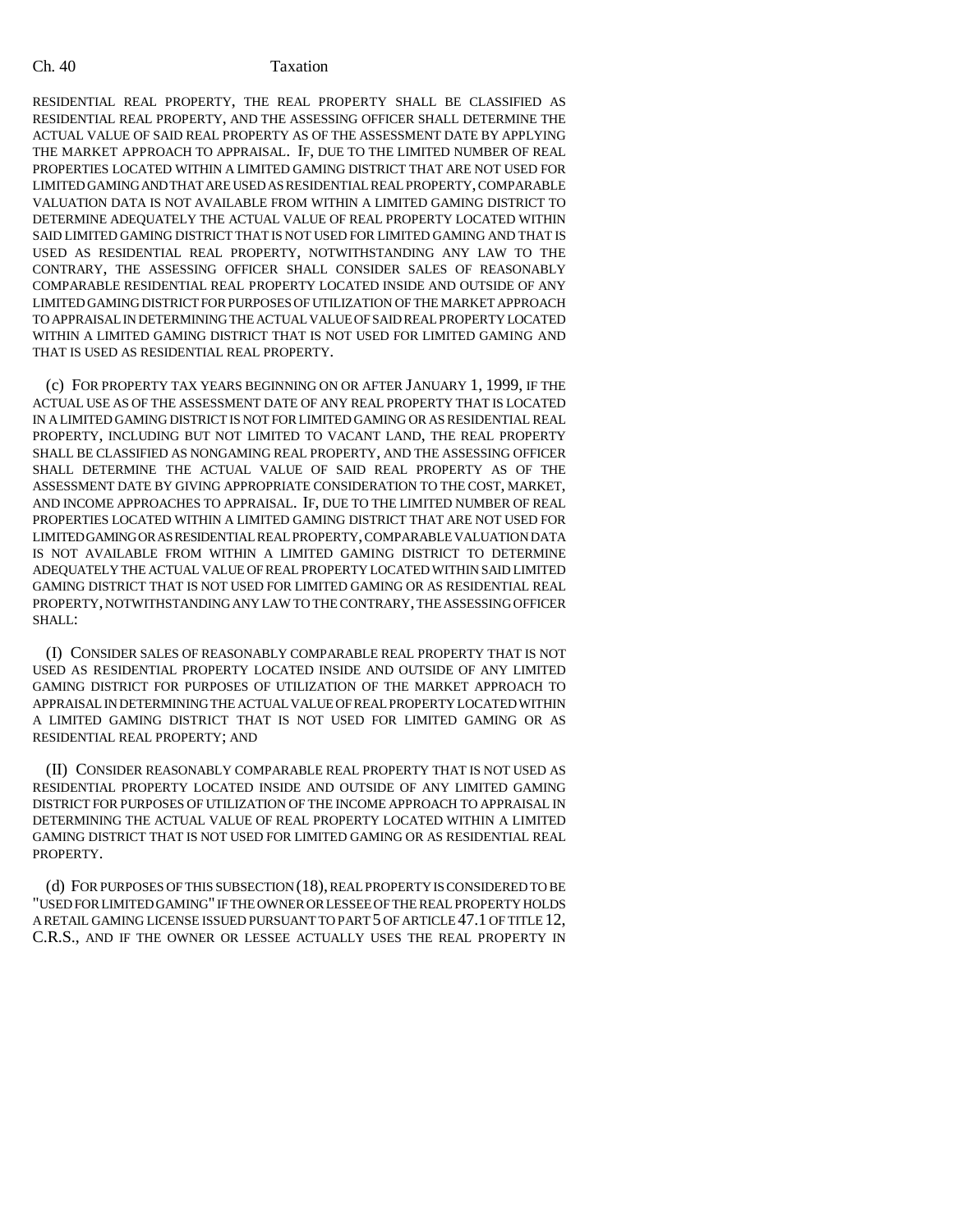RESIDENTIAL REAL PROPERTY, THE REAL PROPERTY SHALL BE CLASSIFIED AS RESIDENTIAL REAL PROPERTY, AND THE ASSESSING OFFICER SHALL DETERMINE THE ACTUAL VALUE OF SAID REAL PROPERTY AS OF THE ASSESSMENT DATE BY APPLYING THE MARKET APPROACH TO APPRAISAL. IF, DUE TO THE LIMITED NUMBER OF REAL PROPERTIES LOCATED WITHIN A LIMITED GAMING DISTRICT THAT ARE NOT USED FOR LIMITED GAMING AND THAT ARE USED AS RESIDENTIAL REAL PROPERTY, COMPARABLE VALUATION DATA IS NOT AVAILABLE FROM WITHIN A LIMITED GAMING DISTRICT TO DETERMINE ADEQUATELY THE ACTUAL VALUE OF REAL PROPERTY LOCATED WITHIN SAID LIMITED GAMING DISTRICT THAT IS NOT USED FOR LIMITED GAMING AND THAT IS USED AS RESIDENTIAL REAL PROPERTY, NOTWITHSTANDING ANY LAW TO THE CONTRARY, THE ASSESSING OFFICER SHALL CONSIDER SALES OF REASONABLY COMPARABLE RESIDENTIAL REAL PROPERTY LOCATED INSIDE AND OUTSIDE OF ANY LIMITED GAMING DISTRICT FOR PURPOSES OF UTILIZATION OF THE MARKET APPROACH TO APPRAISAL IN DETERMINING THE ACTUAL VALUE OF SAID REAL PROPERTY LOCATED WITHIN A LIMITED GAMING DISTRICT THAT IS NOT USED FOR LIMITED GAMING AND THAT IS USED AS RESIDENTIAL REAL PROPERTY.

(c) FOR PROPERTY TAX YEARS BEGINNING ON OR AFTER JANUARY 1, 1999, IF THE ACTUAL USE AS OF THE ASSESSMENT DATE OF ANY REAL PROPERTY THAT IS LOCATED IN A LIMITED GAMING DISTRICT IS NOT FOR LIMITED GAMING OR AS RESIDENTIAL REAL PROPERTY, INCLUDING BUT NOT LIMITED TO VACANT LAND, THE REAL PROPERTY SHALL BE CLASSIFIED AS NONGAMING REAL PROPERTY, AND THE ASSESSING OFFICER SHALL DETERMINE THE ACTUAL VALUE OF SAID REAL PROPERTY AS OF THE ASSESSMENT DATE BY GIVING APPROPRIATE CONSIDERATION TO THE COST, MARKET, AND INCOME APPROACHES TO APPRAISAL. IF, DUE TO THE LIMITED NUMBER OF REAL PROPERTIES LOCATED WITHIN A LIMITED GAMING DISTRICT THAT ARE NOT USED FOR LIMITED GAMING OR AS RESIDENTIAL REAL PROPERTY, COMPARABLE VALUATION DATA IS NOT AVAILABLE FROM WITHIN A LIMITED GAMING DISTRICT TO DETERMINE ADEQUATELY THE ACTUAL VALUE OF REAL PROPERTY LOCATED WITHIN SAID LIMITED GAMING DISTRICT THAT IS NOT USED FOR LIMITED GAMING OR AS RESIDENTIAL REAL PROPERTY, NOTWITHSTANDING ANY LAW TO THE CONTRARY, THE ASSESSING OFFICER SHALL:

(I) CONSIDER SALES OF REASONABLY COMPARABLE REAL PROPERTY THAT IS NOT USED AS RESIDENTIAL PROPERTY LOCATED INSIDE AND OUTSIDE OF ANY LIMITED GAMING DISTRICT FOR PURPOSES OF UTILIZATION OF THE MARKET APPROACH TO APPRAISAL IN DETERMINING THE ACTUAL VALUE OF REAL PROPERTY LOCATED WITHIN A LIMITED GAMING DISTRICT THAT IS NOT USED FOR LIMITED GAMING OR AS RESIDENTIAL REAL PROPERTY; AND

(II) CONSIDER REASONABLY COMPARABLE REAL PROPERTY THAT IS NOT USED AS RESIDENTIAL PROPERTY LOCATED INSIDE AND OUTSIDE OF ANY LIMITED GAMING DISTRICT FOR PURPOSES OF UTILIZATION OF THE INCOME APPROACH TO APPRAISAL IN DETERMINING THE ACTUAL VALUE OF REAL PROPERTY LOCATED WITHIN A LIMITED GAMING DISTRICT THAT IS NOT USED FOR LIMITED GAMING OR AS RESIDENTIAL REAL PROPERTY.

(d) FOR PURPOSES OF THIS SUBSECTION (18), REAL PROPERTY IS CONSIDERED TO BE "USED FOR LIMITED GAMING" IF THE OWNER OR LESSEE OF THE REAL PROPERTY HOLDS A RETAIL GAMING LICENSE ISSUED PURSUANT TO PART 5 OF ARTICLE 47.1 OF TITLE 12, C.R.S., AND IF THE OWNER OR LESSEE ACTUALLY USES THE REAL PROPERTY IN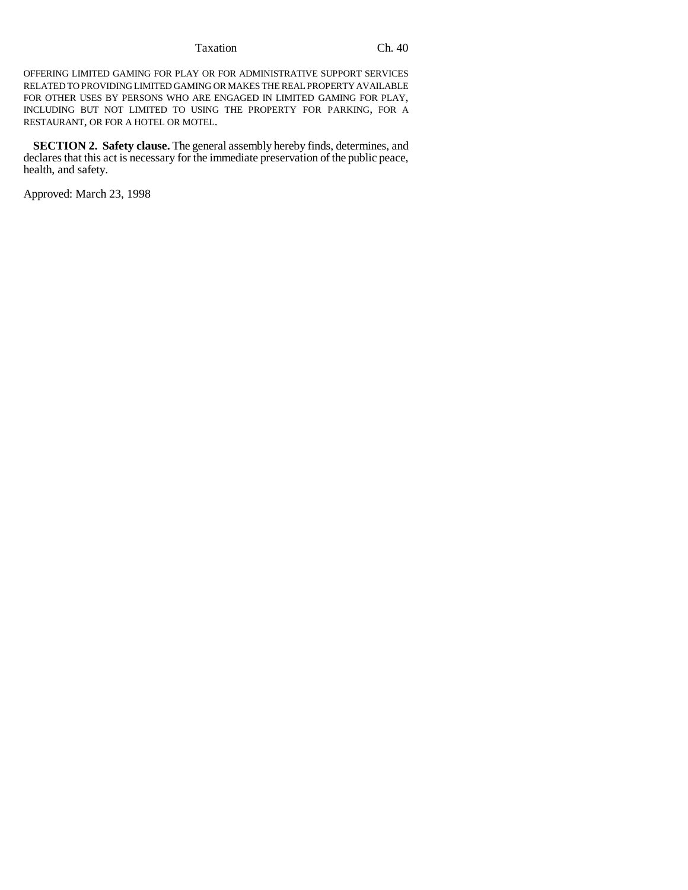OFFERING LIMITED GAMING FOR PLAY OR FOR ADMINISTRATIVE SUPPORT SERVICES RELATED TO PROVIDING LIMITED GAMING OR MAKES THE REAL PROPERTY AVAILABLE FOR OTHER USES BY PERSONS WHO ARE ENGAGED IN LIMITED GAMING FOR PLAY, INCLUDING BUT NOT LIMITED TO USING THE PROPERTY FOR PARKING, FOR A RESTAURANT, OR FOR A HOTEL OR MOTEL.

**SECTION 2. Safety clause.** The general assembly hereby finds, determines, and declares that this act is necessary for the immediate preservation of the public peace, health, and safety.

Approved: March 23, 1998